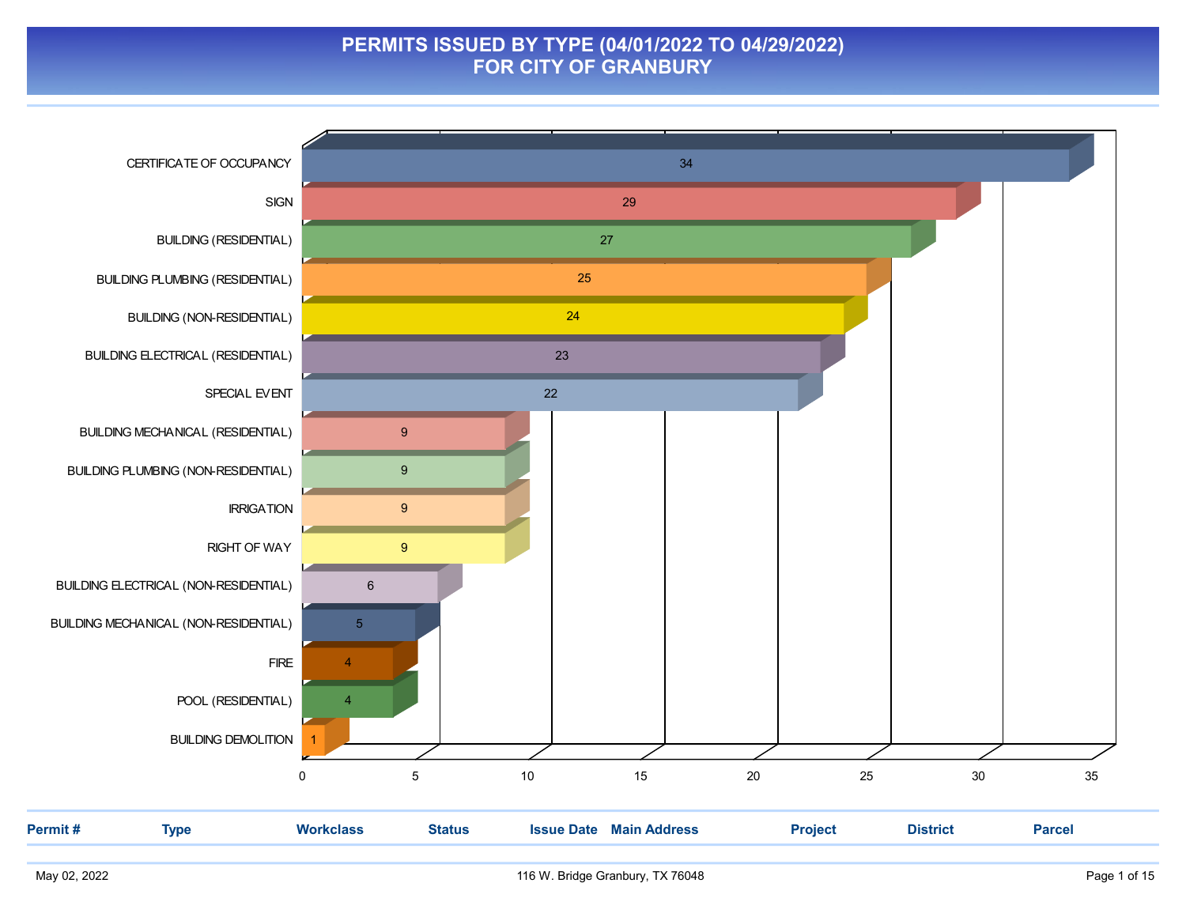# PERMITS ISSUED BY TYPE (04/01/2022 TO 04/29/2022)
## FOR CITY OF GRANBURY

| Type | Count |
|---|---|
| CERTIFICATE OF OCCUPANCY | 34 |
| SIGN | 29 |
| BUILDING (RESIDENTIAL) | 27 |
| BUILDING PLUMBING (RESIDENTIAL) | 25 |
| BUILDING (NON-RESIDENTIAL) | 24 |
| BUILDING ELECTRICAL (RESIDENTIAL) | 23 |
| SPECIAL EVENT | 22 |
| BUILDING MECHANICAL (RESIDENTIAL) | 9 |
| BUILDING PLUMBING (NON-RESIDENTIAL) | 9 |
| IRRIGATION | 9 |
| RIGHT OF WAY | 9 |
| BUILDING ELECTRICAL (NON-RESIDENTIAL) | 6 |
| BUILDING MECHANICAL (NON-RESIDENTIAL) | 5 |
| FIRE | 4 |
| POOL (RESIDENTIAL) | 4 |
| BUILDING DEMOLITION | 1 |

| Permit # | Type | Workclass | Status | Issue Date | Main Address | Project | District | Parcel |
|---|---|---|---|---|---|---|---|---|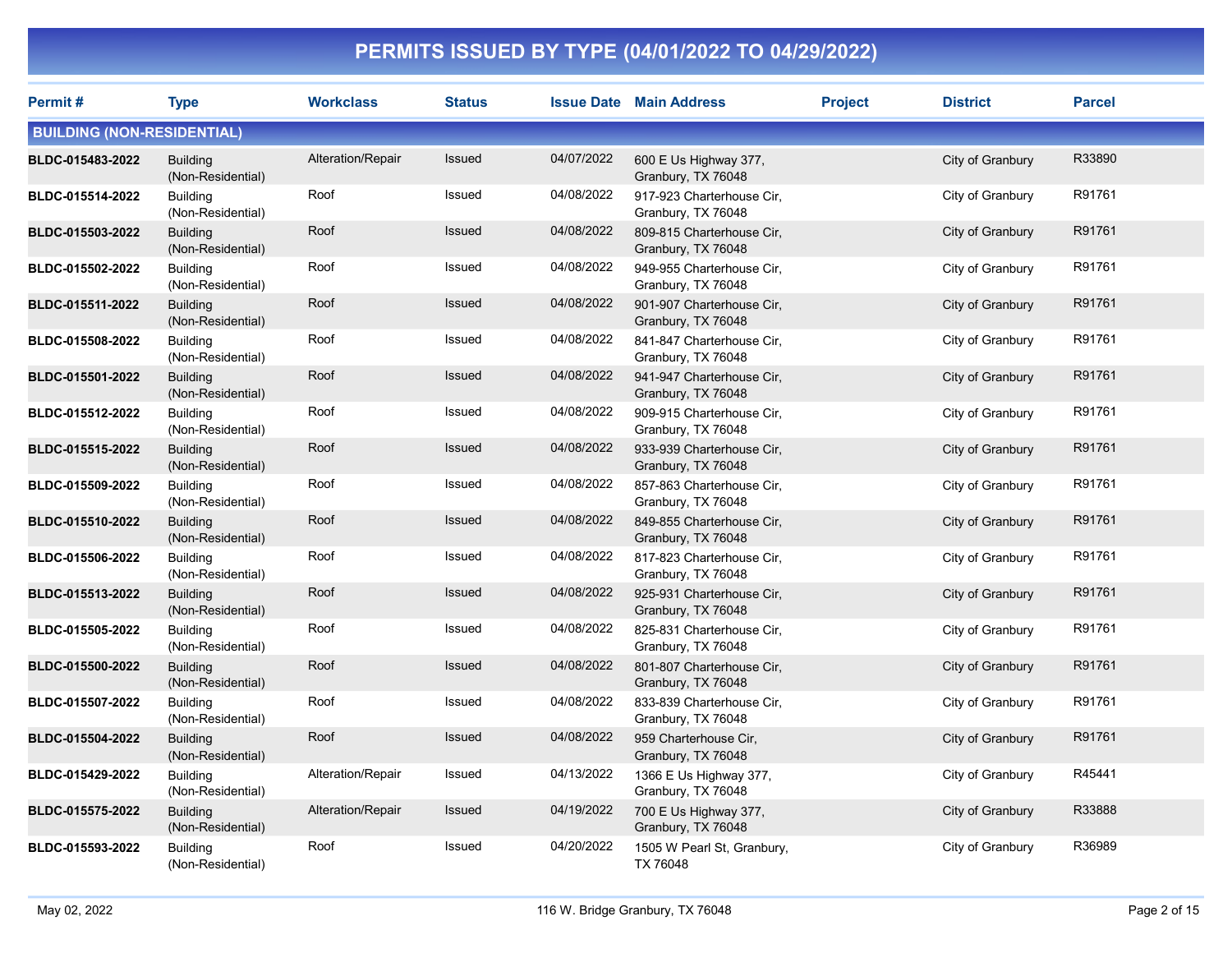# PERMITS ISSUED BY TYPE (04/01/2022 TO 04/29/2022)

| Permit # | Type | Workclass | Status | Issue Date | Main Address | Project | District | Parcel |
|---|---|---|---|---|---|---|---|---|
| **BUILDING (NON-RESIDENTIAL)** | | | | | | | | |
| **BLDC-015483-2022** | Building (Non-Residential) | Alteration/Repair | Issued | 04/07/2022 | 600 E Us Highway 377, Granbury, TX 76048 | | City of Granbury | R33890 |
| **BLDC-015514-2022** | Building (Non-Residential) | Roof | Issued | 04/08/2022 | 917-923 Charterhouse Cir, Granbury, TX 76048 | | City of Granbury | R91761 |
| **BLDC-015503-2022** | Building (Non-Residential) | Roof | Issued | 04/08/2022 | 809-815 Charterhouse Cir, Granbury, TX 76048 | | City of Granbury | R91761 |
| **BLDC-015502-2022** | Building (Non-Residential) | Roof | Issued | 04/08/2022 | 949-955 Charterhouse Cir, Granbury, TX 76048 | | City of Granbury | R91761 |
| **BLDC-015511-2022** | Building (Non-Residential) | Roof | Issued | 04/08/2022 | 901-907 Charterhouse Cir, Granbury, TX 76048 | | City of Granbury | R91761 |
| **BLDC-015508-2022** | Building (Non-Residential) | Roof | Issued | 04/08/2022 | 841-847 Charterhouse Cir, Granbury, TX 76048 | | City of Granbury | R91761 |
| **BLDC-015501-2022** | Building (Non-Residential) | Roof | Issued | 04/08/2022 | 941-947 Charterhouse Cir, Granbury, TX 76048 | | City of Granbury | R91761 |
| **BLDC-015512-2022** | Building (Non-Residential) | Roof | Issued | 04/08/2022 | 909-915 Charterhouse Cir, Granbury, TX 76048 | | City of Granbury | R91761 |
| **BLDC-015515-2022** | Building (Non-Residential) | Roof | Issued | 04/08/2022 | 933-939 Charterhouse Cir, Granbury, TX 76048 | | City of Granbury | R91761 |
| **BLDC-015509-2022** | Building (Non-Residential) | Roof | Issued | 04/08/2022 | 857-863 Charterhouse Cir, Granbury, TX 76048 | | City of Granbury | R91761 |
| **BLDC-015510-2022** | Building (Non-Residential) | Roof | Issued | 04/08/2022 | 849-855 Charterhouse Cir, Granbury, TX 76048 | | City of Granbury | R91761 |
| **BLDC-015506-2022** | Building (Non-Residential) | Roof | Issued | 04/08/2022 | 817-823 Charterhouse Cir, Granbury, TX 76048 | | City of Granbury | R91761 |
| **BLDC-015513-2022** | Building (Non-Residential) | Roof | Issued | 04/08/2022 | 925-931 Charterhouse Cir, Granbury, TX 76048 | | City of Granbury | R91761 |
| **BLDC-015505-2022** | Building (Non-Residential) | Roof | Issued | 04/08/2022 | 825-831 Charterhouse Cir, Granbury, TX 76048 | | City of Granbury | R91761 |
| **BLDC-015500-2022** | Building (Non-Residential) | Roof | Issued | 04/08/2022 | 801-807 Charterhouse Cir, Granbury, TX 76048 | | City of Granbury | R91761 |
| **BLDC-015507-2022** | Building (Non-Residential) | Roof | Issued | 04/08/2022 | 833-839 Charterhouse Cir, Granbury, TX 76048 | | City of Granbury | R91761 |
| **BLDC-015504-2022** | Building (Non-Residential) | Roof | Issued | 04/08/2022 | 959 Charterhouse Cir, Granbury, TX 76048 | | City of Granbury | R91761 |
| **BLDC-015429-2022** | Building (Non-Residential) | Alteration/Repair | Issued | 04/13/2022 | 1366 E Us Highway 377, Granbury, TX 76048 | | City of Granbury | R45441 |
| **BLDC-015575-2022** | Building (Non-Residential) | Alteration/Repair | Issued | 04/19/2022 | 700 E Us Highway 377, Granbury, TX 76048 | | City of Granbury | R33888 |
| **BLDC-015593-2022** | Building (Non-Residential) | Roof | Issued | 04/20/2022 | 1505 W Pearl St, Granbury, TX 76048 | | City of Granbury | R36989 |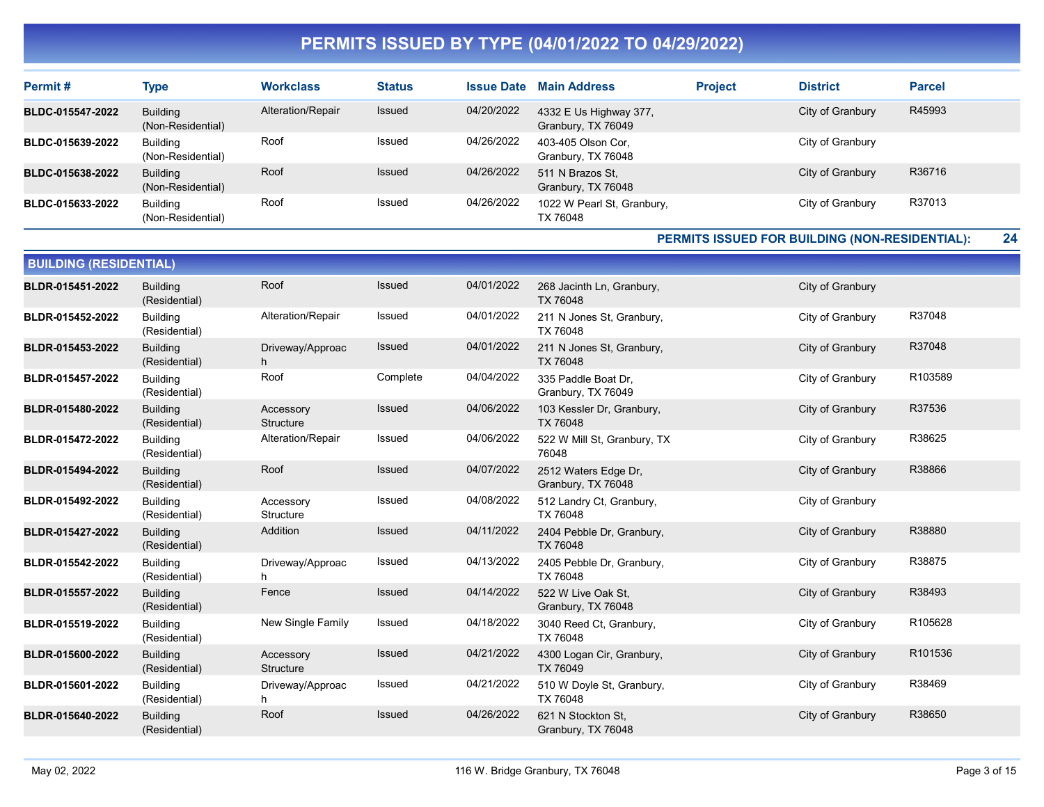# PERMITS ISSUED BY TYPE (04/01/2022 TO 04/29/2022)

| Permit # | Type | Workclass | Status | Issue Date | Main Address | Project | District | Parcel |
|---|---|---|---|---|---|---|---|---|
| BLDC-015547-2022 | Building (Non-Residential) | Alteration/Repair | Issued | 04/20/2022 | 4332 E Us Highway 377, Granbury, TX 76049 | | City of Granbury | R45993 |
| BLDC-015639-2022 | Building (Non-Residential) | Roof | Issued | 04/26/2022 | 403-405 Olson Cor, Granbury, TX 76048 | | City of Granbury | |
| BLDC-015638-2022 | Building (Non-Residential) | Roof | Issued | 04/26/2022 | 511 N Brazos St, Granbury, TX 76048 | | City of Granbury | R36716 |
| BLDC-015633-2022 | Building (Non-Residential) | Roof | Issued | 04/26/2022 | 1022 W Pearl St, Granbury, TX 76048 | | City of Granbury | R37013 |

**PERMITS ISSUED FOR BUILDING (NON-RESIDENTIAL): 24**

## BUILDING (RESIDENTIAL)

| Permit # | Type | Workclass | Status | Issue Date | Main Address | Project | District | Parcel |
|---|---|---|---|---|---|---|---|---|
| BLDR-015451-2022 | Building (Residential) | Roof | Issued | 04/01/2022 | 268 Jacinth Ln, Granbury, TX 76048 | | City of Granbury | |
| BLDR-015452-2022 | Building (Residential) | Alteration/Repair | Issued | 04/01/2022 | 211 N Jones St, Granbury, TX 76048 | | City of Granbury | R37048 |
| BLDR-015453-2022 | Building (Residential) | Driveway/Approach | Issued | 04/01/2022 | 211 N Jones St, Granbury, TX 76048 | | City of Granbury | R37048 |
| BLDR-015457-2022 | Building (Residential) | Roof | Complete | 04/04/2022 | 335 Paddle Boat Dr, Granbury, TX 76049 | | City of Granbury | R103589 |
| BLDR-015480-2022 | Building (Residential) | Accessory Structure | Issued | 04/06/2022 | 103 Kessler Dr, Granbury, TX 76048 | | City of Granbury | R37536 |
| BLDR-015472-2022 | Building (Residential) | Alteration/Repair | Issued | 04/06/2022 | 522 W Mill St, Granbury, TX 76048 | | City of Granbury | R38625 |
| BLDR-015494-2022 | Building (Residential) | Roof | Issued | 04/07/2022 | 2512 Waters Edge Dr, Granbury, TX 76048 | | City of Granbury | R38866 |
| BLDR-015492-2022 | Building (Residential) | Accessory Structure | Issued | 04/08/2022 | 512 Landry Ct, Granbury, TX 76048 | | City of Granbury | |
| BLDR-015427-2022 | Building (Residential) | Addition | Issued | 04/11/2022 | 2404 Pebble Dr, Granbury, TX 76048 | | City of Granbury | R38880 |
| BLDR-015542-2022 | Building (Residential) | Driveway/Approach | Issued | 04/13/2022 | 2405 Pebble Dr, Granbury, TX 76048 | | City of Granbury | R38875 |
| BLDR-015557-2022 | Building (Residential) | Fence | Issued | 04/14/2022 | 522 W Live Oak St, Granbury, TX 76048 | | City of Granbury | R38493 |
| BLDR-015519-2022 | Building (Residential) | New Single Family | Issued | 04/18/2022 | 3040 Reed Ct, Granbury, TX 76048 | | City of Granbury | R105628 |
| BLDR-015600-2022 | Building (Residential) | Accessory Structure | Issued | 04/21/2022 | 4300 Logan Cir, Granbury, TX 76049 | | City of Granbury | R101536 |
| BLDR-015601-2022 | Building (Residential) | Driveway/Approach | Issued | 04/21/2022 | 510 W Doyle St, Granbury, TX 76048 | | City of Granbury | R38469 |
| BLDR-015640-2022 | Building (Residential) | Roof | Issued | 04/26/2022 | 621 N Stockton St, Granbury, TX 76048 | | City of Granbury | R38650 |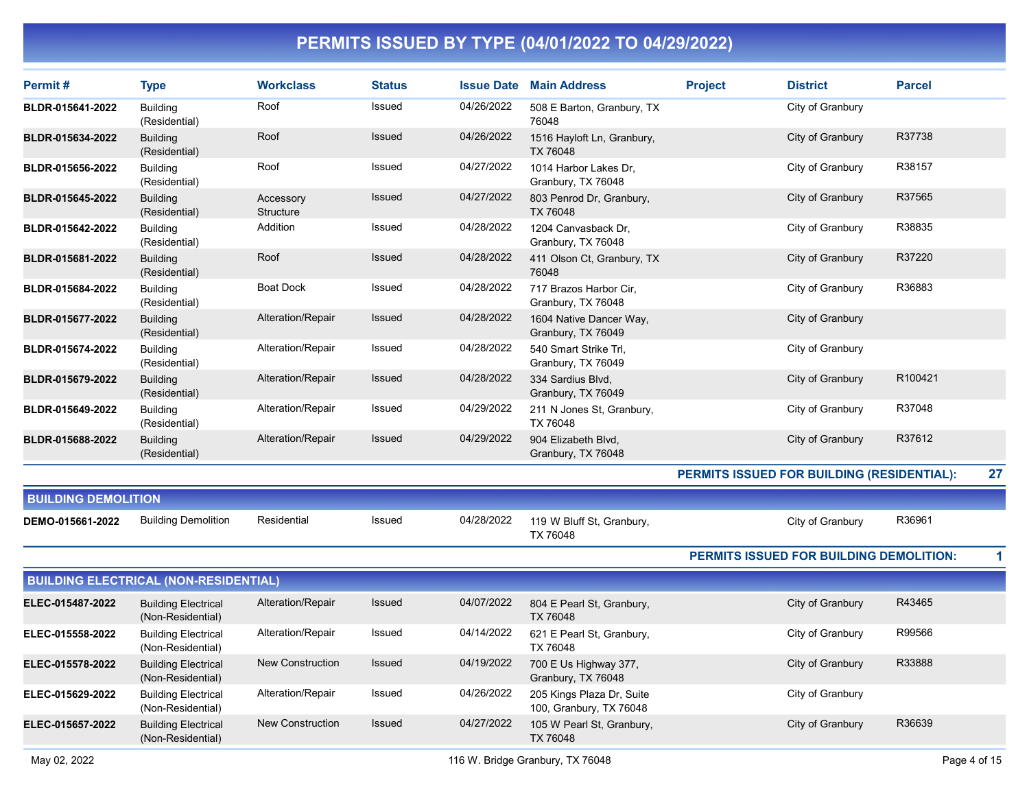# PERMITS ISSUED BY TYPE (04/01/2022 TO 04/29/2022)

| Permit # | Type | Workclass | Status | Issue Date | Main Address | Project | District | Parcel |
|---|---|---|---|---|---|---|---|---|
| BLDR-015641-2022 | Building (Residential) | Roof | Issued | 04/26/2022 | 508 E Barton, Granbury, TX 76048 | | City of Granbury | |
| BLDR-015634-2022 | Building (Residential) | Roof | Issued | 04/26/2022 | 1516 Hayloft Ln, Granbury, TX 76048 | | City of Granbury | R37738 |
| BLDR-015656-2022 | Building (Residential) | Roof | Issued | 04/27/2022 | 1014 Harbor Lakes Dr, Granbury, TX 76048 | | City of Granbury | R38157 |
| BLDR-015645-2022 | Building (Residential) | Accessory Structure | Issued | 04/27/2022 | 803 Penrod Dr, Granbury, TX 76048 | | City of Granbury | R37565 |
| BLDR-015642-2022 | Building (Residential) | Addition | Issued | 04/28/2022 | 1204 Canvasback Dr, Granbury, TX 76048 | | City of Granbury | R38835 |
| BLDR-015681-2022 | Building (Residential) | Roof | Issued | 04/28/2022 | 411 Olson Ct, Granbury, TX 76048 | | City of Granbury | R37220 |
| BLDR-015684-2022 | Building (Residential) | Boat Dock | Issued | 04/28/2022 | 717 Brazos Harbor Cir, Granbury, TX 76048 | | City of Granbury | R36883 |
| BLDR-015677-2022 | Building (Residential) | Alteration/Repair | Issued | 04/28/2022 | 1604 Native Dancer Way, Granbury, TX 76049 | | City of Granbury | |
| BLDR-015674-2022 | Building (Residential) | Alteration/Repair | Issued | 04/28/2022 | 540 Smart Strike Trl, Granbury, TX 76049 | | City of Granbury | |
| BLDR-015679-2022 | Building (Residential) | Alteration/Repair | Issued | 04/28/2022 | 334 Sardius Blvd, Granbury, TX 76049 | | City of Granbury | R100421 |
| BLDR-015649-2022 | Building (Residential) | Alteration/Repair | Issued | 04/29/2022 | 211 N Jones St, Granbury, TX 76048 | | City of Granbury | R37048 |
| BLDR-015688-2022 | Building (Residential) | Alteration/Repair | Issued | 04/29/2022 | 904 Elizabeth Blvd, Granbury, TX 76048 | | City of Granbury | R37612 |

**PERMITS ISSUED FOR BUILDING (RESIDENTIAL): 27**

## BUILDING DEMOLITION

| Permit # | Type | Workclass | Status | Issue Date | Main Address | Project | District | Parcel |
|---|---|---|---|---|---|---|---|---|
| DEMO-015661-2022 | Building Demolition | Residential | Issued | 04/28/2022 | 119 W Bluff St, Granbury, TX 76048 | | City of Granbury | R36961 |

**PERMITS ISSUED FOR BUILDING DEMOLITION: 1**

## BUILDING ELECTRICAL (NON-RESIDENTIAL)

| Permit # | Type | Workclass | Status | Issue Date | Main Address | Project | District | Parcel |
|---|---|---|---|---|---|---|---|---|
| ELEC-015487-2022 | Building Electrical (Non-Residential) | Alteration/Repair | Issued | 04/07/2022 | 804 E Pearl St, Granbury, TX 76048 | | City of Granbury | R43465 |
| ELEC-015558-2022 | Building Electrical (Non-Residential) | Alteration/Repair | Issued | 04/14/2022 | 621 E Pearl St, Granbury, TX 76048 | | City of Granbury | R99566 |
| ELEC-015578-2022 | Building Electrical (Non-Residential) | New Construction | Issued | 04/19/2022 | 700 E Us Highway 377, Granbury, TX 76048 | | City of Granbury | R33888 |
| ELEC-015629-2022 | Building Electrical (Non-Residential) | Alteration/Repair | Issued | 04/26/2022 | 205 Kings Plaza Dr, Suite 100, Granbury, TX 76048 | | City of Granbury | |
| ELEC-015657-2022 | Building Electrical (Non-Residential) | New Construction | Issued | 04/27/2022 | 105 W Pearl St, Granbury, TX 76048 | | City of Granbury | R36639 |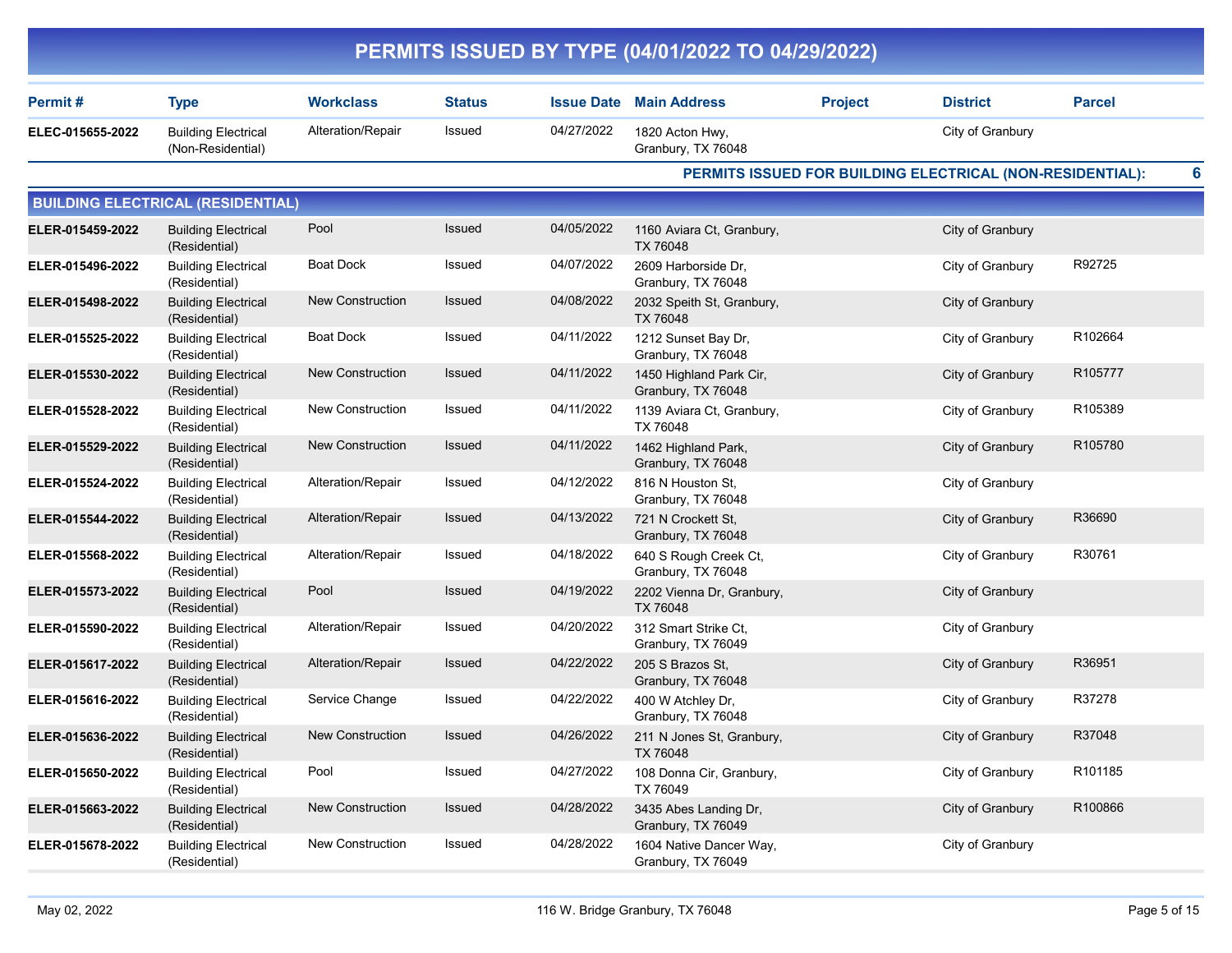# PERMITS ISSUED BY TYPE (04/01/2022 TO 04/29/2022)

| Permit # | Type | Workclass | Status | Issue Date | Main Address | Project | District | Parcel |
|---|---|---|---|---|---|---|---|---|
| ELEC-015655-2022 | Building Electrical (Non-Residential) | Alteration/Repair | Issued | 04/27/2022 | 1820 Acton Hwy, Granbury, TX 76048 | | City of Granbury | |

**PERMITS ISSUED FOR BUILDING ELECTRICAL (NON-RESIDENTIAL): 6**

## BUILDING ELECTRICAL (RESIDENTIAL)

| Permit # | Type | Workclass | Status | Issue Date | Main Address | Project | District | Parcel |
|---|---|---|---|---|---|---|---|---|
| ELER-015459-2022 | Building Electrical (Residential) | Pool | Issued | 04/05/2022 | 1160 Aviara Ct, Granbury, TX 76048 | | City of Granbury | |
| ELER-015496-2022 | Building Electrical (Residential) | Boat Dock | Issued | 04/07/2022 | 2609 Harborside Dr, Granbury, TX 76048 | | City of Granbury | R92725 |
| ELER-015498-2022 | Building Electrical (Residential) | New Construction | Issued | 04/08/2022 | 2032 Speith St, Granbury, TX 76048 | | City of Granbury | |
| ELER-015525-2022 | Building Electrical (Residential) | Boat Dock | Issued | 04/11/2022 | 1212 Sunset Bay Dr, Granbury, TX 76048 | | City of Granbury | R102664 |
| ELER-015530-2022 | Building Electrical (Residential) | New Construction | Issued | 04/11/2022 | 1450 Highland Park Cir, Granbury, TX 76048 | | City of Granbury | R105777 |
| ELER-015528-2022 | Building Electrical (Residential) | New Construction | Issued | 04/11/2022 | 1139 Aviara Ct, Granbury, TX 76048 | | City of Granbury | R105389 |
| ELER-015529-2022 | Building Electrical (Residential) | New Construction | Issued | 04/11/2022 | 1462 Highland Park, Granbury, TX 76048 | | City of Granbury | R105780 |
| ELER-015524-2022 | Building Electrical (Residential) | Alteration/Repair | Issued | 04/12/2022 | 816 N Houston St, Granbury, TX 76048 | | City of Granbury | |
| ELER-015544-2022 | Building Electrical (Residential) | Alteration/Repair | Issued | 04/13/2022 | 721 N Crockett St, Granbury, TX 76048 | | City of Granbury | R36690 |
| ELER-015568-2022 | Building Electrical (Residential) | Alteration/Repair | Issued | 04/18/2022 | 640 S Rough Creek Ct, Granbury, TX 76048 | | City of Granbury | R30761 |
| ELER-015573-2022 | Building Electrical (Residential) | Pool | Issued | 04/19/2022 | 2202 Vienna Dr, Granbury, TX 76048 | | City of Granbury | |
| ELER-015590-2022 | Building Electrical (Residential) | Alteration/Repair | Issued | 04/20/2022 | 312 Smart Strike Ct, Granbury, TX 76049 | | City of Granbury | |
| ELER-015617-2022 | Building Electrical (Residential) | Alteration/Repair | Issued | 04/22/2022 | 205 S Brazos St, Granbury, TX 76048 | | City of Granbury | R36951 |
| ELER-015616-2022 | Building Electrical (Residential) | Service Change | Issued | 04/22/2022 | 400 W Atchley Dr, Granbury, TX 76048 | | City of Granbury | R37278 |
| ELER-015636-2022 | Building Electrical (Residential) | New Construction | Issued | 04/26/2022 | 211 N Jones St, Granbury, TX 76048 | | City of Granbury | R37048 |
| ELER-015650-2022 | Building Electrical (Residential) | Pool | Issued | 04/27/2022 | 108 Donna Cir, Granbury, TX 76049 | | City of Granbury | R101185 |
| ELER-015663-2022 | Building Electrical (Residential) | New Construction | Issued | 04/28/2022 | 3435 Abes Landing Dr, Granbury, TX 76049 | | City of Granbury | R100866 |
| ELER-015678-2022 | Building Electrical (Residential) | New Construction | Issued | 04/28/2022 | 1604 Native Dancer Way, Granbury, TX 76049 | | City of Granbury | |

May 02, 2022 — 116 W. Bridge Granbury, TX 76048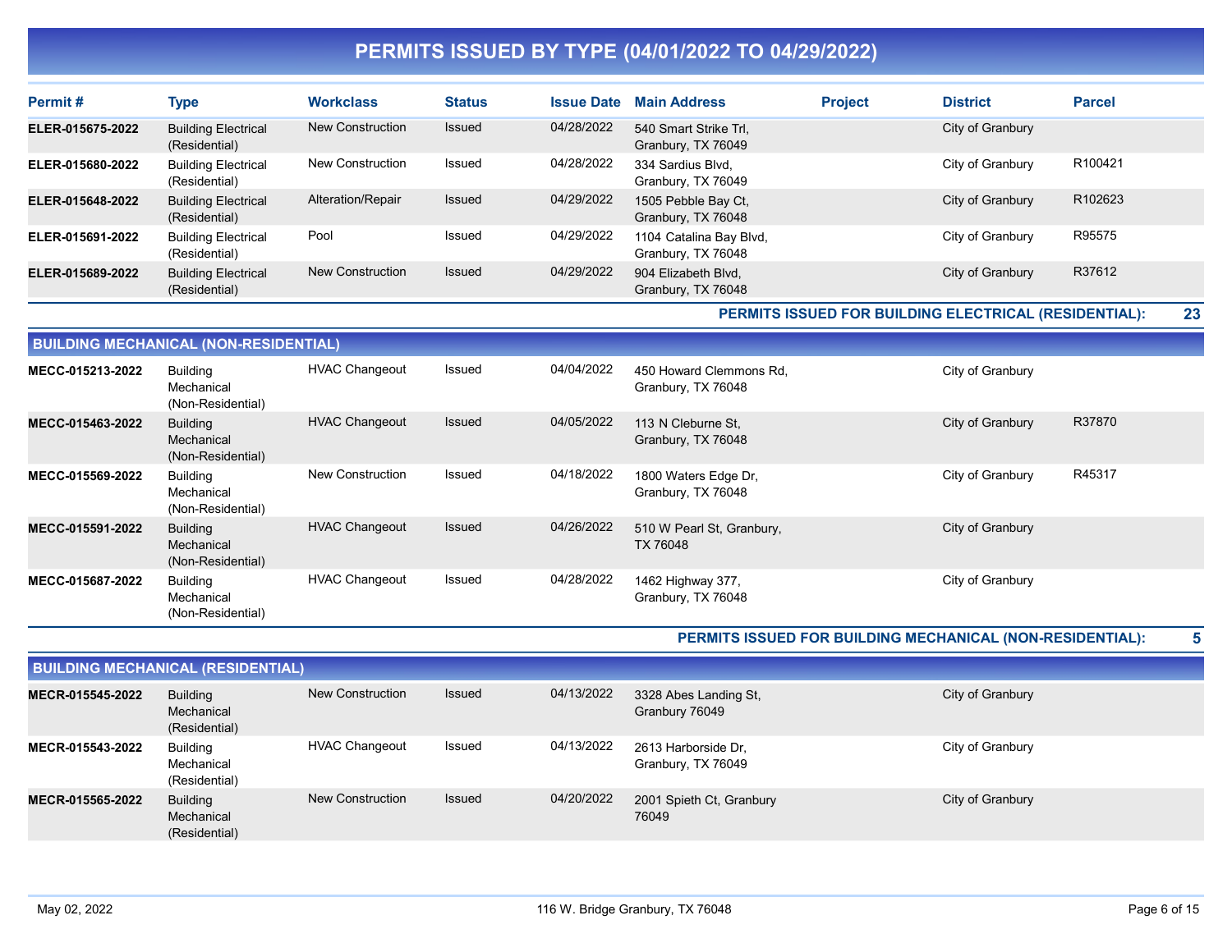# PERMITS ISSUED BY TYPE (04/01/2022 TO 04/29/2022)

| Permit # | Type | Workclass | Status | Issue Date | Main Address | Project | District | Parcel |
|---|---|---|---|---|---|---|---|---|
| ELER-015675-2022 | Building Electrical (Residential) | New Construction | Issued | 04/28/2022 | 540 Smart Strike Trl, Granbury, TX 76049 | | City of Granbury | |
| ELER-015680-2022 | Building Electrical (Residential) | New Construction | Issued | 04/28/2022 | 334 Sardius Blvd, Granbury, TX 76049 | | City of Granbury | R100421 |
| ELER-015648-2022 | Building Electrical (Residential) | Alteration/Repair | Issued | 04/29/2022 | 1505 Pebble Bay Ct, Granbury, TX 76048 | | City of Granbury | R102623 |
| ELER-015691-2022 | Building Electrical (Residential) | Pool | Issued | 04/29/2022 | 1104 Catalina Bay Blvd, Granbury, TX 76048 | | City of Granbury | R95575 |
| ELER-015689-2022 | Building Electrical (Residential) | New Construction | Issued | 04/29/2022 | 904 Elizabeth Blvd, Granbury, TX 76048 | | City of Granbury | R37612 |

**PERMITS ISSUED FOR BUILDING ELECTRICAL (RESIDENTIAL): 23**

## BUILDING MECHANICAL (NON-RESIDENTIAL)

| Permit # | Type | Workclass | Status | Issue Date | Main Address | Project | District | Parcel |
|---|---|---|---|---|---|---|---|---|
| MECC-015213-2022 | Building Mechanical (Non-Residential) | HVAC Changeout | Issued | 04/04/2022 | 450 Howard Clemmons Rd, Granbury, TX 76048 | | City of Granbury | |
| MECC-015463-2022 | Building Mechanical (Non-Residential) | HVAC Changeout | Issued | 04/05/2022 | 113 N Cleburne St, Granbury, TX 76048 | | City of Granbury | R37870 |
| MECC-015569-2022 | Building Mechanical (Non-Residential) | New Construction | Issued | 04/18/2022 | 1800 Waters Edge Dr, Granbury, TX 76048 | | City of Granbury | R45317 |
| MECC-015591-2022 | Building Mechanical (Non-Residential) | HVAC Changeout | Issued | 04/26/2022 | 510 W Pearl St, Granbury, TX 76048 | | City of Granbury | |
| MECC-015687-2022 | Building Mechanical (Non-Residential) | HVAC Changeout | Issued | 04/28/2022 | 1462 Highway 377, Granbury, TX 76048 | | City of Granbury | |

**PERMITS ISSUED FOR BUILDING MECHANICAL (NON-RESIDENTIAL): 5**

## BUILDING MECHANICAL (RESIDENTIAL)

| Permit # | Type | Workclass | Status | Issue Date | Main Address | Project | District | Parcel |
|---|---|---|---|---|---|---|---|---|
| MECR-015545-2022 | Building Mechanical (Residential) | New Construction | Issued | 04/13/2022 | 3328 Abes Landing St, Granbury 76049 | | City of Granbury | |
| MECR-015543-2022 | Building Mechanical (Residential) | HVAC Changeout | Issued | 04/13/2022 | 2613 Harborside Dr, Granbury, TX 76049 | | City of Granbury | |
| MECR-015565-2022 | Building Mechanical (Residential) | New Construction | Issued | 04/20/2022 | 2001 Spieth Ct, Granbury 76049 | | City of Granbury | |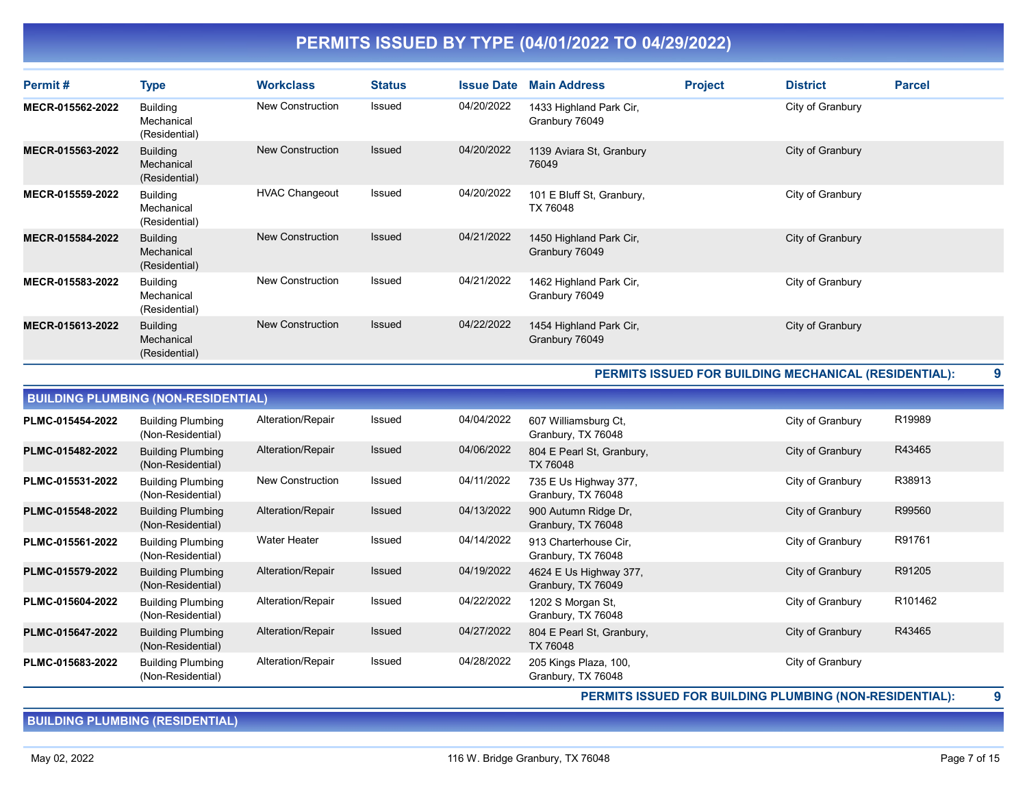# PERMITS ISSUED BY TYPE (04/01/2022 TO 04/29/2022)

| Permit # | Type | Workclass | Status | Issue Date | Main Address | Project | District | Parcel |
|---|---|---|---|---|---|---|---|---|
| **MECR-015562-2022** | Building Mechanical (Residential) | New Construction | Issued | 04/20/2022 | 1433 Highland Park Cir, Granbury 76049 | | City of Granbury | |
| **MECR-015563-2022** | Building Mechanical (Residential) | New Construction | Issued | 04/20/2022 | 1139 Aviara St, Granbury 76049 | | City of Granbury | |
| **MECR-015559-2022** | Building Mechanical (Residential) | HVAC Changeout | Issued | 04/20/2022 | 101 E Bluff St, Granbury, TX 76048 | | City of Granbury | |
| **MECR-015584-2022** | Building Mechanical (Residential) | New Construction | Issued | 04/21/2022 | 1450 Highland Park Cir, Granbury 76049 | | City of Granbury | |
| **MECR-015583-2022** | Building Mechanical (Residential) | New Construction | Issued | 04/21/2022 | 1462 Highland Park Cir, Granbury 76049 | | City of Granbury | |
| **MECR-015613-2022** | Building Mechanical (Residential) | New Construction | Issued | 04/22/2022 | 1454 Highland Park Cir, Granbury 76049 | | City of Granbury | |

**PERMITS ISSUED FOR BUILDING MECHANICAL (RESIDENTIAL): 9**

## BUILDING PLUMBING (NON-RESIDENTIAL)

| Permit # | Type | Workclass | Status | Issue Date | Main Address | Project | District | Parcel |
|---|---|---|---|---|---|---|---|---|
| **PLMC-015454-2022** | Building Plumbing (Non-Residential) | Alteration/Repair | Issued | 04/04/2022 | 607 Williamsburg Ct, Granbury, TX 76048 | | City of Granbury | R19989 |
| **PLMC-015482-2022** | Building Plumbing (Non-Residential) | Alteration/Repair | Issued | 04/06/2022 | 804 E Pearl St, Granbury, TX 76048 | | City of Granbury | R43465 |
| **PLMC-015531-2022** | Building Plumbing (Non-Residential) | New Construction | Issued | 04/11/2022 | 735 E Us Highway 377, Granbury, TX 76048 | | City of Granbury | R38913 |
| **PLMC-015548-2022** | Building Plumbing (Non-Residential) | Alteration/Repair | Issued | 04/13/2022 | 900 Autumn Ridge Dr, Granbury, TX 76048 | | City of Granbury | R99560 |
| **PLMC-015561-2022** | Building Plumbing (Non-Residential) | Water Heater | Issued | 04/14/2022 | 913 Charterhouse Cir, Granbury, TX 76048 | | City of Granbury | R91761 |
| **PLMC-015579-2022** | Building Plumbing (Non-Residential) | Alteration/Repair | Issued | 04/19/2022 | 4624 E Us Highway 377, Granbury, TX 76049 | | City of Granbury | R91205 |
| **PLMC-015604-2022** | Building Plumbing (Non-Residential) | Alteration/Repair | Issued | 04/22/2022 | 1202 S Morgan St, Granbury, TX 76048 | | City of Granbury | R101462 |
| **PLMC-015647-2022** | Building Plumbing (Non-Residential) | Alteration/Repair | Issued | 04/27/2022 | 804 E Pearl St, Granbury, TX 76048 | | City of Granbury | R43465 |
| **PLMC-015683-2022** | Building Plumbing (Non-Residential) | Alteration/Repair | Issued | 04/28/2022 | 205 Kings Plaza, 100, Granbury, TX 76048 | | City of Granbury | |

**PERMITS ISSUED FOR BUILDING PLUMBING (NON-RESIDENTIAL): 9**

## BUILDING PLUMBING (RESIDENTIAL)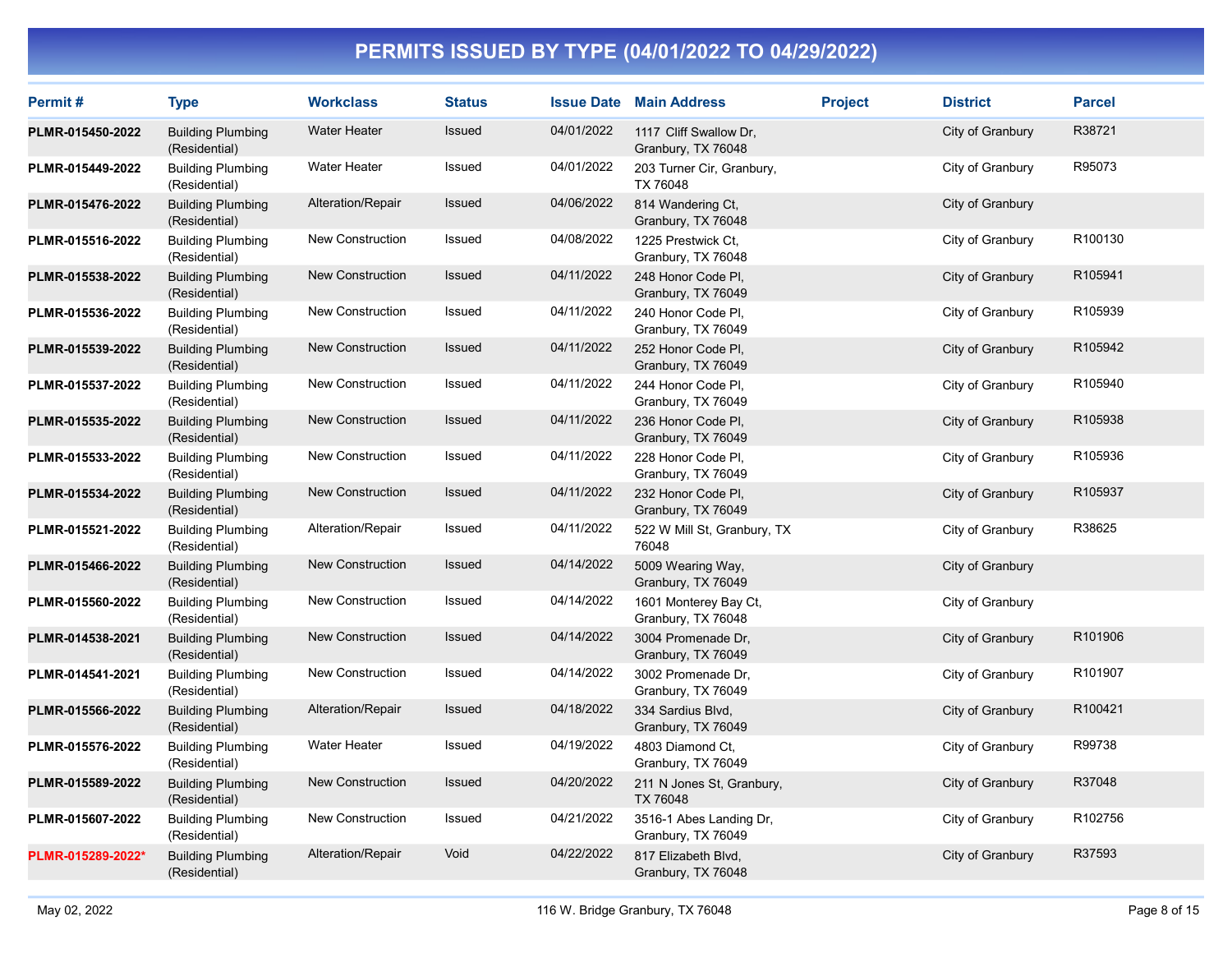# PERMITS ISSUED BY TYPE (04/01/2022 TO 04/29/2022)

| Permit # | Type | Workclass | Status | Issue Date | Main Address | Project | District | Parcel |
|---|---|---|---|---|---|---|---|---|
| PLMR-015450-2022 | Building Plumbing (Residential) | Water Heater | Issued | 04/01/2022 | 1117 Cliff Swallow Dr, Granbury, TX 76048 | | City of Granbury | R38721 |
| PLMR-015449-2022 | Building Plumbing (Residential) | Water Heater | Issued | 04/01/2022 | 203 Turner Cir, Granbury, TX 76048 | | City of Granbury | R95073 |
| PLMR-015476-2022 | Building Plumbing (Residential) | Alteration/Repair | Issued | 04/06/2022 | 814 Wandering Ct, Granbury, TX 76048 | | City of Granbury | |
| PLMR-015516-2022 | Building Plumbing (Residential) | New Construction | Issued | 04/08/2022 | 1225 Prestwick Ct, Granbury, TX 76048 | | City of Granbury | R100130 |
| PLMR-015538-2022 | Building Plumbing (Residential) | New Construction | Issued | 04/11/2022 | 248 Honor Code Pl, Granbury, TX 76049 | | City of Granbury | R105941 |
| PLMR-015536-2022 | Building Plumbing (Residential) | New Construction | Issued | 04/11/2022 | 240 Honor Code Pl, Granbury, TX 76049 | | City of Granbury | R105939 |
| PLMR-015539-2022 | Building Plumbing (Residential) | New Construction | Issued | 04/11/2022 | 252 Honor Code Pl, Granbury, TX 76049 | | City of Granbury | R105942 |
| PLMR-015537-2022 | Building Plumbing (Residential) | New Construction | Issued | 04/11/2022 | 244 Honor Code Pl, Granbury, TX 76049 | | City of Granbury | R105940 |
| PLMR-015535-2022 | Building Plumbing (Residential) | New Construction | Issued | 04/11/2022 | 236 Honor Code Pl, Granbury, TX 76049 | | City of Granbury | R105938 |
| PLMR-015533-2022 | Building Plumbing (Residential) | New Construction | Issued | 04/11/2022 | 228 Honor Code Pl, Granbury, TX 76049 | | City of Granbury | R105936 |
| PLMR-015534-2022 | Building Plumbing (Residential) | New Construction | Issued | 04/11/2022 | 232 Honor Code Pl, Granbury, TX 76049 | | City of Granbury | R105937 |
| PLMR-015521-2022 | Building Plumbing (Residential) | Alteration/Repair | Issued | 04/11/2022 | 522 W Mill St, Granbury, TX 76048 | | City of Granbury | R38625 |
| PLMR-015466-2022 | Building Plumbing (Residential) | New Construction | Issued | 04/14/2022 | 5009 Wearing Way, Granbury, TX 76049 | | City of Granbury | |
| PLMR-015560-2022 | Building Plumbing (Residential) | New Construction | Issued | 04/14/2022 | 1601 Monterey Bay Ct, Granbury, TX 76048 | | City of Granbury | |
| PLMR-014538-2021 | Building Plumbing (Residential) | New Construction | Issued | 04/14/2022 | 3004 Promenade Dr, Granbury, TX 76049 | | City of Granbury | R101906 |
| PLMR-014541-2021 | Building Plumbing (Residential) | New Construction | Issued | 04/14/2022 | 3002 Promenade Dr, Granbury, TX 76049 | | City of Granbury | R101907 |
| PLMR-015566-2022 | Building Plumbing (Residential) | Alteration/Repair | Issued | 04/18/2022 | 334 Sardius Blvd, Granbury, TX 76049 | | City of Granbury | R100421 |
| PLMR-015576-2022 | Building Plumbing (Residential) | Water Heater | Issued | 04/19/2022 | 4803 Diamond Ct, Granbury, TX 76049 | | City of Granbury | R99738 |
| PLMR-015589-2022 | Building Plumbing (Residential) | New Construction | Issued | 04/20/2022 | 211 N Jones St, Granbury, TX 76048 | | City of Granbury | R37048 |
| PLMR-015607-2022 | Building Plumbing (Residential) | New Construction | Issued | 04/21/2022 | 3516-1 Abes Landing Dr, Granbury, TX 76049 | | City of Granbury | R102756 |
| PLMR-015289-2022* | Building Plumbing (Residential) | Alteration/Repair | Void | 04/22/2022 | 817 Elizabeth Blvd, Granbury, TX 76048 | | City of Granbury | R37593 |

May 02, 2022 — 116 W. Bridge Granbury, TX 76048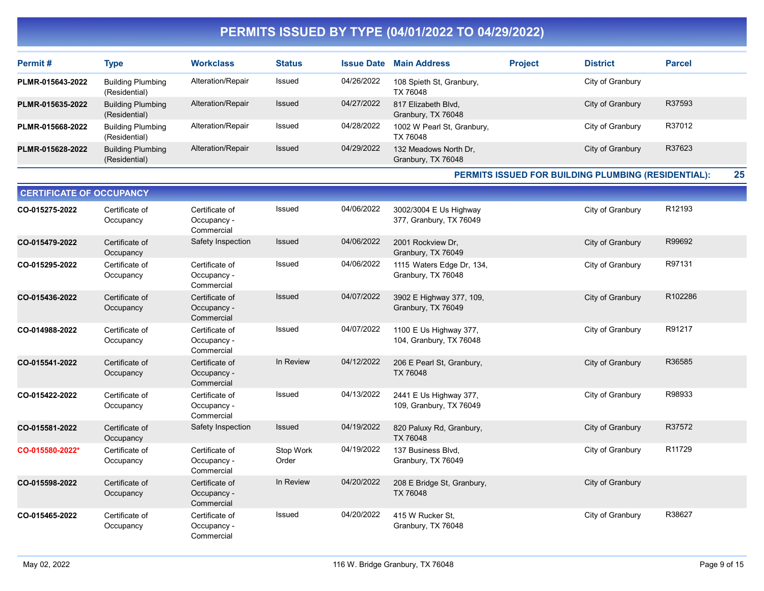# PERMITS ISSUED BY TYPE (04/01/2022 TO 04/29/2022)

| Permit # | Type | Workclass | Status | Issue Date | Main Address | Project | District | Parcel |
|---|---|---|---|---|---|---|---|---|
| **PLMR-015643-2022** | Building Plumbing (Residential) | Alteration/Repair | Issued | 04/26/2022 | 108 Spieth St, Granbury, TX 76048 | | City of Granbury | |
| **PLMR-015635-2022** | Building Plumbing (Residential) | Alteration/Repair | Issued | 04/27/2022 | 817 Elizabeth Blvd, Granbury, TX 76048 | | City of Granbury | R37593 |
| **PLMR-015668-2022** | Building Plumbing (Residential) | Alteration/Repair | Issued | 04/28/2022 | 1002 W Pearl St, Granbury, TX 76048 | | City of Granbury | R37012 |
| **PLMR-015628-2022** | Building Plumbing (Residential) | Alteration/Repair | Issued | 04/29/2022 | 132 Meadows North Dr, Granbury, TX 76048 | | City of Granbury | R37623 |

**PERMITS ISSUED FOR BUILDING PLUMBING (RESIDENTIAL): 25**

## CERTIFICATE OF OCCUPANCY

| Permit # | Type | Workclass | Status | Issue Date | Main Address | Project | District | Parcel |
|---|---|---|---|---|---|---|---|---|
| **CO-015275-2022** | Certificate of Occupancy | Certificate of Occupancy - Commercial | Issued | 04/06/2022 | 3002/3004 E Us Highway 377, Granbury, TX 76049 | | City of Granbury | R12193 |
| **CO-015479-2022** | Certificate of Occupancy | Safety Inspection | Issued | 04/06/2022 | 2001 Rockview Dr, Granbury, TX 76049 | | City of Granbury | R99692 |
| **CO-015295-2022** | Certificate of Occupancy | Certificate of Occupancy - Commercial | Issued | 04/06/2022 | 1115 Waters Edge Dr, 134, Granbury, TX 76048 | | City of Granbury | R97131 |
| **CO-015436-2022** | Certificate of Occupancy | Certificate of Occupancy - Commercial | Issued | 04/07/2022 | 3902 E Highway 377, 109, Granbury, TX 76049 | | City of Granbury | R102286 |
| **CO-014988-2022** | Certificate of Occupancy | Certificate of Occupancy - Commercial | Issued | 04/07/2022 | 1100 E Us Highway 377, 104, Granbury, TX 76048 | | City of Granbury | R91217 |
| **CO-015541-2022** | Certificate of Occupancy | Certificate of Occupancy - Commercial | In Review | 04/12/2022 | 206 E Pearl St, Granbury, TX 76048 | | City of Granbury | R36585 |
| **CO-015422-2022** | Certificate of Occupancy | Certificate of Occupancy - Commercial | Issued | 04/13/2022 | 2441 E Us Highway 377, 109, Granbury, TX 76049 | | City of Granbury | R98933 |
| **CO-015581-2022** | Certificate of Occupancy | Safety Inspection | Issued | 04/19/2022 | 820 Paluxy Rd, Granbury, TX 76048 | | City of Granbury | R37572 |
| **CO-015580-2022*** | Certificate of Occupancy | Certificate of Occupancy - Commercial | Stop Work Order | 04/19/2022 | 137 Business Blvd, Granbury, TX 76049 | | City of Granbury | R11729 |
| **CO-015598-2022** | Certificate of Occupancy | Certificate of Occupancy - Commercial | In Review | 04/20/2022 | 208 E Bridge St, Granbury, TX 76048 | | City of Granbury | |
| **CO-015465-2022** | Certificate of Occupancy | Certificate of Occupancy - Commercial | Issued | 04/20/2022 | 415 W Rucker St, Granbury, TX 76048 | | City of Granbury | R38627 |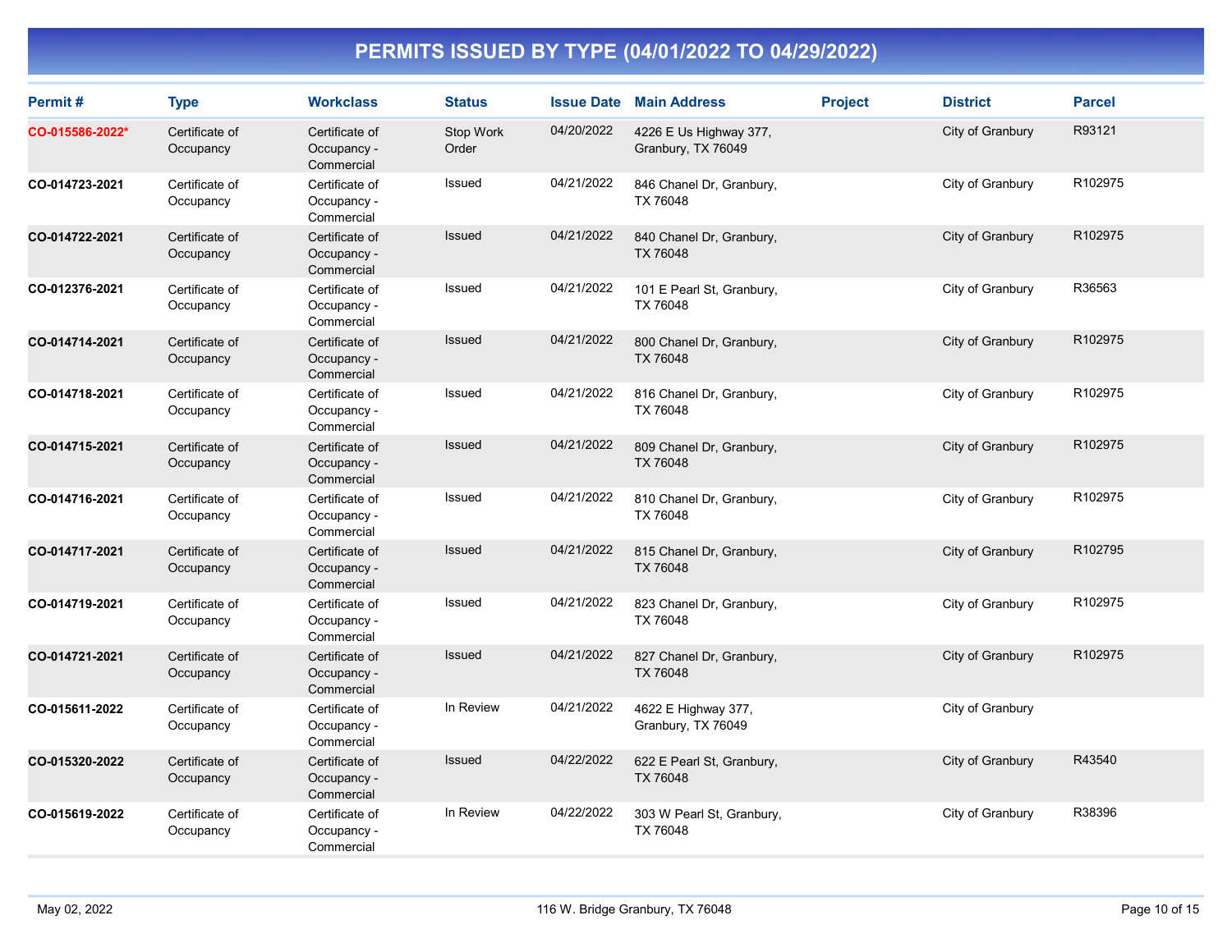# PERMITS ISSUED BY TYPE (04/01/2022 TO 04/29/2022)

| Permit # | Type | Workclass | Status | Issue Date | Main Address | Project | District | Parcel |
|---|---|---|---|---|---|---|---|---|
| CO-015586-2022* | Certificate of Occupancy | Certificate of Occupancy - Commercial | Stop Work Order | 04/20/2022 | 4226 E Us Highway 377, Granbury, TX 76049 | | City of Granbury | R93121 |
| CO-014723-2021 | Certificate of Occupancy | Certificate of Occupancy - Commercial | Issued | 04/21/2022 | 846 Chanel Dr, Granbury, TX 76048 | | City of Granbury | R102975 |
| CO-014722-2021 | Certificate of Occupancy | Certificate of Occupancy - Commercial | Issued | 04/21/2022 | 840 Chanel Dr, Granbury, TX 76048 | | City of Granbury | R102975 |
| CO-012376-2021 | Certificate of Occupancy | Certificate of Occupancy - Commercial | Issued | 04/21/2022 | 101 E Pearl St, Granbury, TX 76048 | | City of Granbury | R36563 |
| CO-014714-2021 | Certificate of Occupancy | Certificate of Occupancy - Commercial | Issued | 04/21/2022 | 800 Chanel Dr, Granbury, TX 76048 | | City of Granbury | R102975 |
| CO-014718-2021 | Certificate of Occupancy | Certificate of Occupancy - Commercial | Issued | 04/21/2022 | 816 Chanel Dr, Granbury, TX 76048 | | City of Granbury | R102975 |
| CO-014715-2021 | Certificate of Occupancy | Certificate of Occupancy - Commercial | Issued | 04/21/2022 | 809 Chanel Dr, Granbury, TX 76048 | | City of Granbury | R102975 |
| CO-014716-2021 | Certificate of Occupancy | Certificate of Occupancy - Commercial | Issued | 04/21/2022 | 810 Chanel Dr, Granbury, TX 76048 | | City of Granbury | R102975 |
| CO-014717-2021 | Certificate of Occupancy | Certificate of Occupancy - Commercial | Issued | 04/21/2022 | 815 Chanel Dr, Granbury, TX 76048 | | City of Granbury | R102795 |
| CO-014719-2021 | Certificate of Occupancy | Certificate of Occupancy - Commercial | Issued | 04/21/2022 | 823 Chanel Dr, Granbury, TX 76048 | | City of Granbury | R102975 |
| CO-014721-2021 | Certificate of Occupancy | Certificate of Occupancy - Commercial | Issued | 04/21/2022 | 827 Chanel Dr, Granbury, TX 76048 | | City of Granbury | R102975 |
| CO-015611-2022 | Certificate of Occupancy | Certificate of Occupancy - Commercial | In Review | 04/21/2022 | 4622 E Highway 377, Granbury, TX 76049 | | City of Granbury | |
| CO-015320-2022 | Certificate of Occupancy | Certificate of Occupancy - Commercial | Issued | 04/22/2022 | 622 E Pearl St, Granbury, TX 76048 | | City of Granbury | R43540 |
| CO-015619-2022 | Certificate of Occupancy | Certificate of Occupancy - Commercial | In Review | 04/22/2022 | 303 W Pearl St, Granbury, TX 76048 | | City of Granbury | R38396 |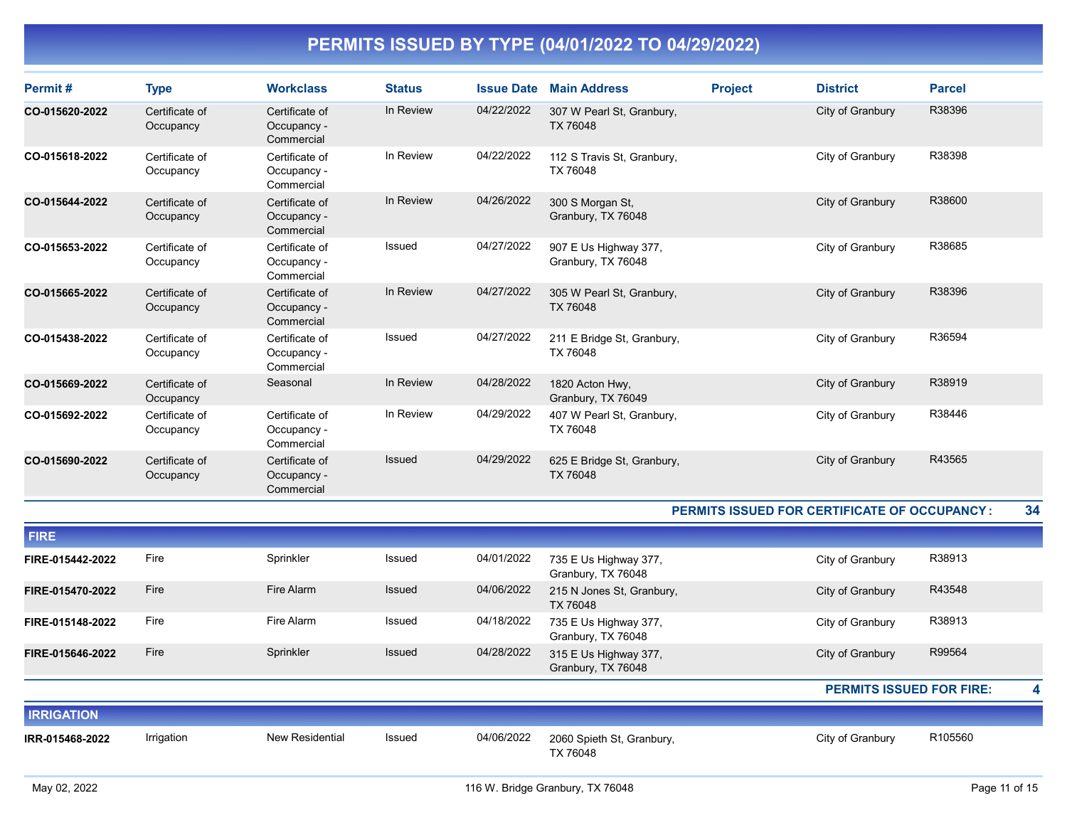# PERMITS ISSUED BY TYPE (04/01/2022 TO 04/29/2022)

| Permit # | Type | Workclass | Status | Issue Date | Main Address | Project | District | Parcel |
|---|---|---|---|---|---|---|---|---|
| **CO-015620-2022** | Certificate of Occupancy | Certificate of Occupancy - Commercial | In Review | 04/22/2022 | 307 W Pearl St, Granbury, TX 76048 | | City of Granbury | R38396 |
| **CO-015618-2022** | Certificate of Occupancy | Certificate of Occupancy - Commercial | In Review | 04/22/2022 | 112 S Travis St, Granbury, TX 76048 | | City of Granbury | R38398 |
| **CO-015644-2022** | Certificate of Occupancy | Certificate of Occupancy - Commercial | In Review | 04/26/2022 | 300 S Morgan St, Granbury, TX 76048 | | City of Granbury | R38600 |
| **CO-015653-2022** | Certificate of Occupancy | Certificate of Occupancy - Commercial | Issued | 04/27/2022 | 907 E Us Highway 377, Granbury, TX 76048 | | City of Granbury | R38685 |
| **CO-015665-2022** | Certificate of Occupancy | Certificate of Occupancy - Commercial | In Review | 04/27/2022 | 305 W Pearl St, Granbury, TX 76048 | | City of Granbury | R38396 |
| **CO-015438-2022** | Certificate of Occupancy | Certificate of Occupancy - Commercial | Issued | 04/27/2022 | 211 E Bridge St, Granbury, TX 76048 | | City of Granbury | R36594 |
| **CO-015669-2022** | Certificate of Occupancy | Seasonal | In Review | 04/28/2022 | 1820 Acton Hwy, Granbury, TX 76049 | | City of Granbury | R38919 |
| **CO-015692-2022** | Certificate of Occupancy | Certificate of Occupancy - Commercial | In Review | 04/29/2022 | 407 W Pearl St, Granbury, TX 76048 | | City of Granbury | R38446 |
| **CO-015690-2022** | Certificate of Occupancy | Certificate of Occupancy - Commercial | Issued | 04/29/2022 | 625 E Bridge St, Granbury, TX 76048 | | City of Granbury | R43565 |

**PERMITS ISSUED FOR CERTIFICATE OF OCCUPANCY : 34**

## FIRE

| Permit # | Type | Workclass | Status | Issue Date | Main Address | Project | District | Parcel |
|---|---|---|---|---|---|---|---|---|
| **FIRE-015442-2022** | Fire | Sprinkler | Issued | 04/01/2022 | 735 E Us Highway 377, Granbury, TX 76048 | | City of Granbury | R38913 |
| **FIRE-015470-2022** | Fire | Fire Alarm | Issued | 04/06/2022 | 215 N Jones St, Granbury, TX 76048 | | City of Granbury | R43548 |
| **FIRE-015148-2022** | Fire | Fire Alarm | Issued | 04/18/2022 | 735 E Us Highway 377, Granbury, TX 76048 | | City of Granbury | R38913 |
| **FIRE-015646-2022** | Fire | Sprinkler | Issued | 04/28/2022 | 315 E Us Highway 377, Granbury, TX 76048 | | City of Granbury | R99564 |

**PERMITS ISSUED FOR FIRE: 4**

## IRRIGATION

| Permit # | Type | Workclass | Status | Issue Date | Main Address | Project | District | Parcel |
|---|---|---|---|---|---|---|---|---|
| **IRR-015468-2022** | Irrigation | New Residential | Issued | 04/06/2022 | 2060 Spieth St, Granbury, TX 76048 | | City of Granbury | R105560 |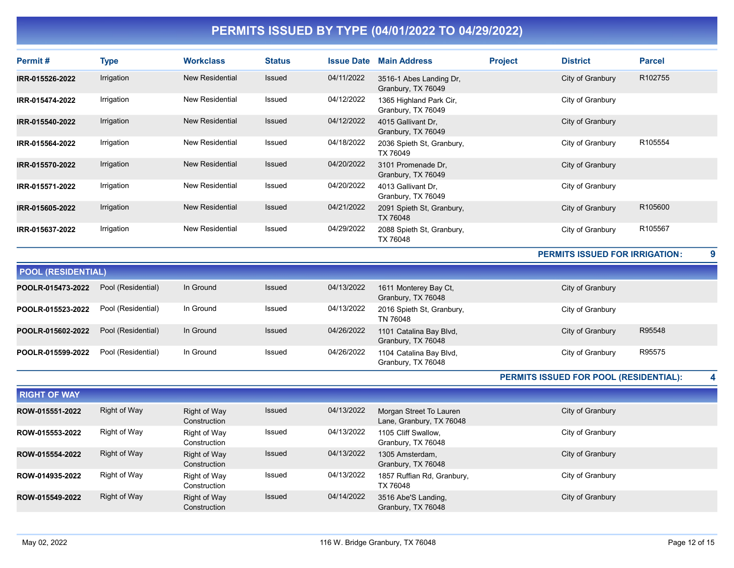# PERMITS ISSUED BY TYPE (04/01/2022 TO 04/29/2022)

| Permit # | Type | Workclass | Status | Issue Date | Main Address | Project | District | Parcel |
|---|---|---|---|---|---|---|---|---|
| **IRR-015526-2022** | Irrigation | New Residential | Issued | 04/11/2022 | 3516-1 Abes Landing Dr, Granbury, TX 76049 | | City of Granbury | R102755 |
| **IRR-015474-2022** | Irrigation | New Residential | Issued | 04/12/2022 | 1365 Highland Park Cir, Granbury, TX 76049 | | City of Granbury | |
| **IRR-015540-2022** | Irrigation | New Residential | Issued | 04/12/2022 | 4015 Gallivant Dr, Granbury, TX 76049 | | City of Granbury | |
| **IRR-015564-2022** | Irrigation | New Residential | Issued | 04/18/2022 | 2036 Spieth St, Granbury, TX 76049 | | City of Granbury | R105554 |
| **IRR-015570-2022** | Irrigation | New Residential | Issued | 04/20/2022 | 3101 Promenade Dr, Granbury, TX 76049 | | City of Granbury | |
| **IRR-015571-2022** | Irrigation | New Residential | Issued | 04/20/2022 | 4013 Gallivant Dr, Granbury, TX 76049 | | City of Granbury | |
| **IRR-015605-2022** | Irrigation | New Residential | Issued | 04/21/2022 | 2091 Spieth St, Granbury, TX 76048 | | City of Granbury | R105600 |
| **IRR-015637-2022** | Irrigation | New Residential | Issued | 04/29/2022 | 2088 Spieth St, Granbury, TX 76048 | | City of Granbury | R105567 |

**PERMITS ISSUED FOR IRRIGATION: 9**

## POOL (RESIDENTIAL)

| Permit # | Type | Workclass | Status | Issue Date | Main Address | Project | District | Parcel |
|---|---|---|---|---|---|---|---|---|
| **POOLR-015473-2022** | Pool (Residential) | In Ground | Issued | 04/13/2022 | 1611 Monterey Bay Ct, Granbury, TX 76048 | | City of Granbury | |
| **POOLR-015523-2022** | Pool (Residential) | In Ground | Issued | 04/13/2022 | 2016 Spieth St, Granbury, TN 76048 | | City of Granbury | |
| **POOLR-015602-2022** | Pool (Residential) | In Ground | Issued | 04/26/2022 | 1101 Catalina Bay Blvd, Granbury, TX 76048 | | City of Granbury | R95548 |
| **POOLR-015599-2022** | Pool (Residential) | In Ground | Issued | 04/26/2022 | 1104 Catalina Bay Blvd, Granbury, TX 76048 | | City of Granbury | R95575 |

**PERMITS ISSUED FOR POOL (RESIDENTIAL): 4**

## RIGHT OF WAY

| Permit # | Type | Workclass | Status | Issue Date | Main Address | Project | District | Parcel |
|---|---|---|---|---|---|---|---|---|
| **ROW-015551-2022** | Right of Way | Right of Way Construction | Issued | 04/13/2022 | Morgan Street To Lauren Lane, Granbury, TX 76048 | | City of Granbury | |
| **ROW-015553-2022** | Right of Way | Right of Way Construction | Issued | 04/13/2022 | 1105 Cliff Swallow, Granbury, TX 76048 | | City of Granbury | |
| **ROW-015554-2022** | Right of Way | Right of Way Construction | Issued | 04/13/2022 | 1305 Amsterdam, Granbury, TX 76048 | | City of Granbury | |
| **ROW-014935-2022** | Right of Way | Right of Way Construction | Issued | 04/13/2022 | 1857 Ruffian Rd, Granbury, TX 76048 | | City of Granbury | |
| **ROW-015549-2022** | Right of Way | Right of Way Construction | Issued | 04/14/2022 | 3516 Abe'S Landing, Granbury, TX 76048 | | City of Granbury | |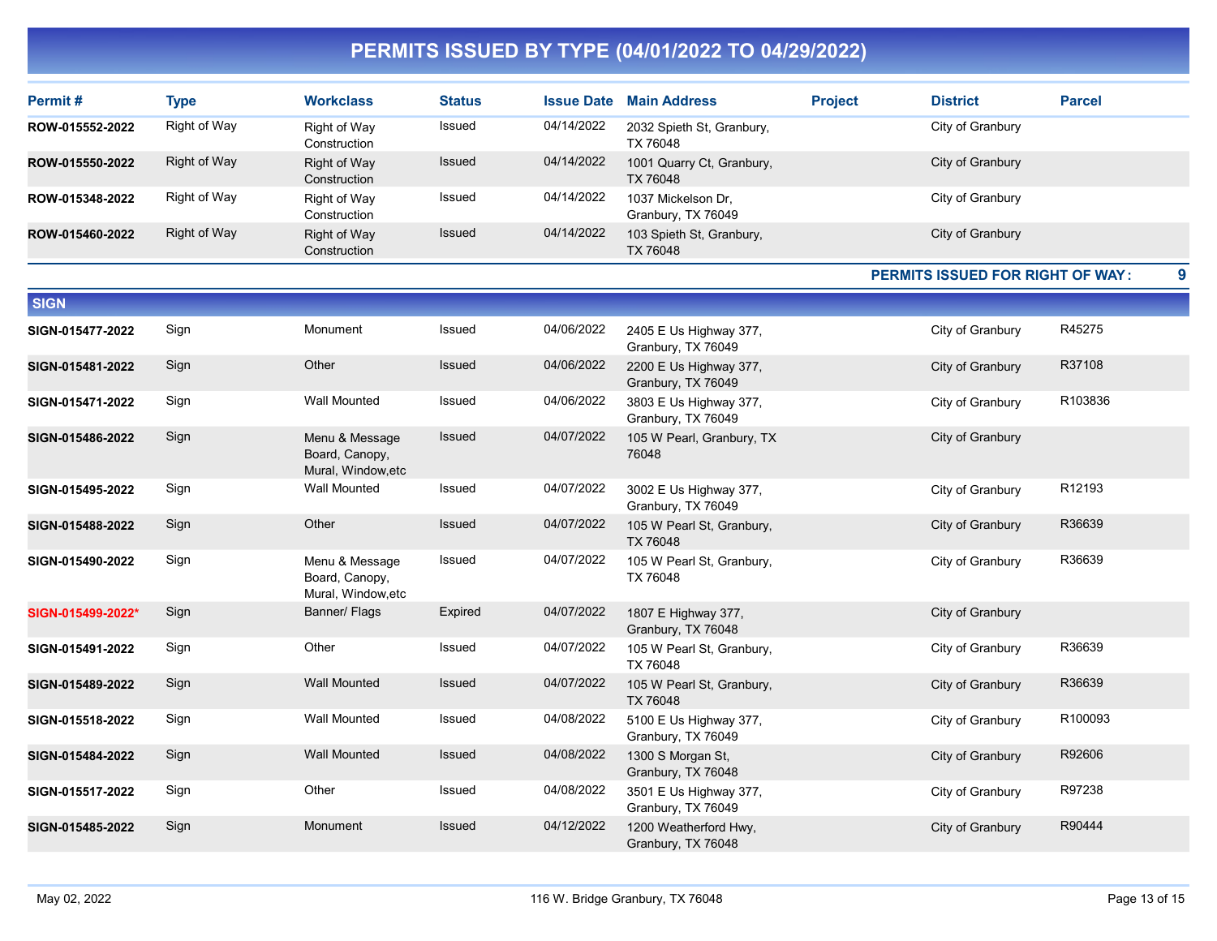# PERMITS ISSUED BY TYPE (04/01/2022 TO 04/29/2022)

| Permit # | Type | Workclass | Status | Issue Date | Main Address | Project | District | Parcel |
|---|---|---|---|---|---|---|---|---|
| ROW-015552-2022 | Right of Way | Right of Way Construction | Issued | 04/14/2022 | 2032 Spieth St, Granbury, TX 76048 | | City of Granbury | |
| ROW-015550-2022 | Right of Way | Right of Way Construction | Issued | 04/14/2022 | 1001 Quarry Ct, Granbury, TX 76048 | | City of Granbury | |
| ROW-015348-2022 | Right of Way | Right of Way Construction | Issued | 04/14/2022 | 1037 Mickelson Dr, Granbury, TX 76049 | | City of Granbury | |
| ROW-015460-2022 | Right of Way | Right of Way Construction | Issued | 04/14/2022 | 103 Spieth St, Granbury, TX 76048 | | City of Granbury | |

**PERMITS ISSUED FOR RIGHT OF WAY: 9**

## SIGN

| Permit # | Type | Workclass | Status | Issue Date | Main Address | Project | District | Parcel |
|---|---|---|---|---|---|---|---|---|
| SIGN-015477-2022 | Sign | Monument | Issued | 04/06/2022 | 2405 E Us Highway 377, Granbury, TX 76049 | | City of Granbury | R45275 |
| SIGN-015481-2022 | Sign | Other | Issued | 04/06/2022 | 2200 E Us Highway 377, Granbury, TX 76049 | | City of Granbury | R37108 |
| SIGN-015471-2022 | Sign | Wall Mounted | Issued | 04/06/2022 | 3803 E Us Highway 377, Granbury, TX 76049 | | City of Granbury | R103836 |
| SIGN-015486-2022 | Sign | Menu & Message Board, Canopy, Mural, Window,etc | Issued | 04/07/2022 | 105 W Pearl, Granbury, TX 76048 | | City of Granbury | |
| SIGN-015495-2022 | Sign | Wall Mounted | Issued | 04/07/2022 | 3002 E Us Highway 377, Granbury, TX 76049 | | City of Granbury | R12193 |
| SIGN-015488-2022 | Sign | Other | Issued | 04/07/2022 | 105 W Pearl St, Granbury, TX 76048 | | City of Granbury | R36639 |
| SIGN-015490-2022 | Sign | Menu & Message Board, Canopy, Mural, Window,etc | Issued | 04/07/2022 | 105 W Pearl St, Granbury, TX 76048 | | City of Granbury | R36639 |
| SIGN-015499-2022* | Sign | Banner/ Flags | Expired | 04/07/2022 | 1807 E Highway 377, Granbury, TX 76048 | | City of Granbury | |
| SIGN-015491-2022 | Sign | Other | Issued | 04/07/2022 | 105 W Pearl St, Granbury, TX 76048 | | City of Granbury | R36639 |
| SIGN-015489-2022 | Sign | Wall Mounted | Issued | 04/07/2022 | 105 W Pearl St, Granbury, TX 76048 | | City of Granbury | R36639 |
| SIGN-015518-2022 | Sign | Wall Mounted | Issued | 04/08/2022 | 5100 E Us Highway 377, Granbury, TX 76049 | | City of Granbury | R100093 |
| SIGN-015484-2022 | Sign | Wall Mounted | Issued | 04/08/2022 | 1300 S Morgan St, Granbury, TX 76048 | | City of Granbury | R92606 |
| SIGN-015517-2022 | Sign | Other | Issued | 04/08/2022 | 3501 E Us Highway 377, Granbury, TX 76049 | | City of Granbury | R97238 |
| SIGN-015485-2022 | Sign | Monument | Issued | 04/12/2022 | 1200 Weatherford Hwy, Granbury, TX 76048 | | City of Granbury | R90444 |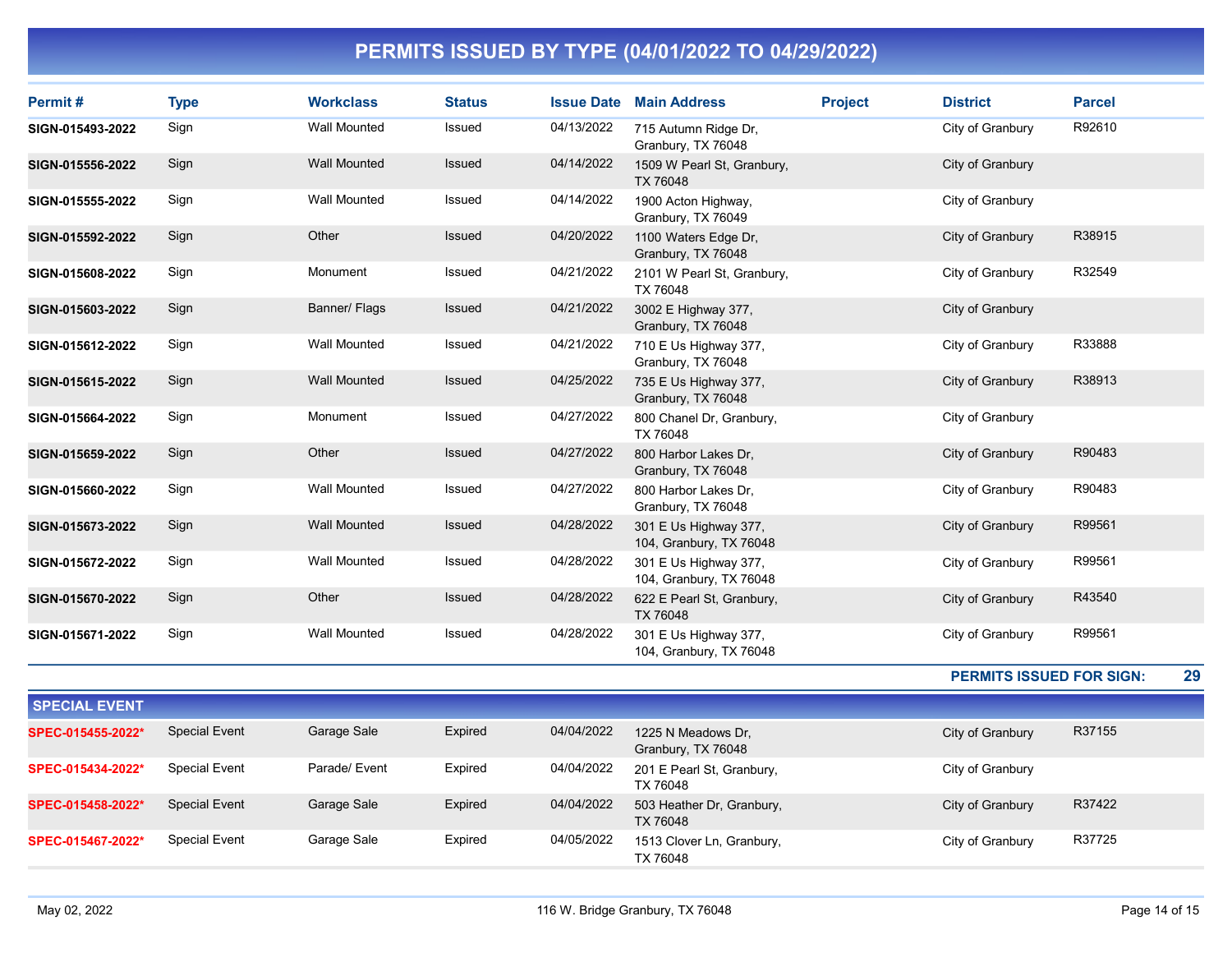# PERMITS ISSUED BY TYPE (04/01/2022 TO 04/29/2022)

| Permit # | Type | Workclass | Status | Issue Date | Main Address | Project | District | Parcel |
|---|---|---|---|---|---|---|---|---|
| **SIGN-015493-2022** | Sign | Wall Mounted | Issued | 04/13/2022 | 715 Autumn Ridge Dr, Granbury, TX 76048 | | City of Granbury | R92610 |
| **SIGN-015556-2022** | Sign | Wall Mounted | Issued | 04/14/2022 | 1509 W Pearl St, Granbury, TX 76048 | | City of Granbury | |
| **SIGN-015555-2022** | Sign | Wall Mounted | Issued | 04/14/2022 | 1900 Acton Highway, Granbury, TX 76049 | | City of Granbury | |
| **SIGN-015592-2022** | Sign | Other | Issued | 04/20/2022 | 1100 Waters Edge Dr, Granbury, TX 76048 | | City of Granbury | R38915 |
| **SIGN-015608-2022** | Sign | Monument | Issued | 04/21/2022 | 2101 W Pearl St, Granbury, TX 76048 | | City of Granbury | R32549 |
| **SIGN-015603-2022** | Sign | Banner/ Flags | Issued | 04/21/2022 | 3002 E Highway 377, Granbury, TX 76048 | | City of Granbury | |
| **SIGN-015612-2022** | Sign | Wall Mounted | Issued | 04/21/2022 | 710 E Us Highway 377, Granbury, TX 76048 | | City of Granbury | R33888 |
| **SIGN-015615-2022** | Sign | Wall Mounted | Issued | 04/25/2022 | 735 E Us Highway 377, Granbury, TX 76048 | | City of Granbury | R38913 |
| **SIGN-015664-2022** | Sign | Monument | Issued | 04/27/2022 | 800 Chanel Dr, Granbury, TX 76048 | | City of Granbury | |
| **SIGN-015659-2022** | Sign | Other | Issued | 04/27/2022 | 800 Harbor Lakes Dr, Granbury, TX 76048 | | City of Granbury | R90483 |
| **SIGN-015660-2022** | Sign | Wall Mounted | Issued | 04/27/2022 | 800 Harbor Lakes Dr, Granbury, TX 76048 | | City of Granbury | R90483 |
| **SIGN-015673-2022** | Sign | Wall Mounted | Issued | 04/28/2022 | 301 E Us Highway 377, 104, Granbury, TX 76048 | | City of Granbury | R99561 |
| **SIGN-015672-2022** | Sign | Wall Mounted | Issued | 04/28/2022 | 301 E Us Highway 377, 104, Granbury, TX 76048 | | City of Granbury | R99561 |
| **SIGN-015670-2022** | Sign | Other | Issued | 04/28/2022 | 622 E Pearl St, Granbury, TX 76048 | | City of Granbury | R43540 |
| **SIGN-015671-2022** | Sign | Wall Mounted | Issued | 04/28/2022 | 301 E Us Highway 377, 104, Granbury, TX 76048 | | City of Granbury | R99561 |

**PERMITS ISSUED FOR SIGN: 29**

## SPECIAL EVENT

| Permit # | Type | Workclass | Status | Issue Date | Main Address | Project | District | Parcel |
|---|---|---|---|---|---|---|---|---|
| **SPEC-015455-2022*** | Special Event | Garage Sale | Expired | 04/04/2022 | 1225 N Meadows Dr, Granbury, TX 76048 | | City of Granbury | R37155 |
| **SPEC-015434-2022*** | Special Event | Parade/ Event | Expired | 04/04/2022 | 201 E Pearl St, Granbury, TX 76048 | | City of Granbury | |
| **SPEC-015458-2022*** | Special Event | Garage Sale | Expired | 04/04/2022 | 503 Heather Dr, Granbury, TX 76048 | | City of Granbury | R37422 |
| **SPEC-015467-2022*** | Special Event | Garage Sale | Expired | 04/05/2022 | 1513 Clover Ln, Granbury, TX 76048 | | City of Granbury | R37725 |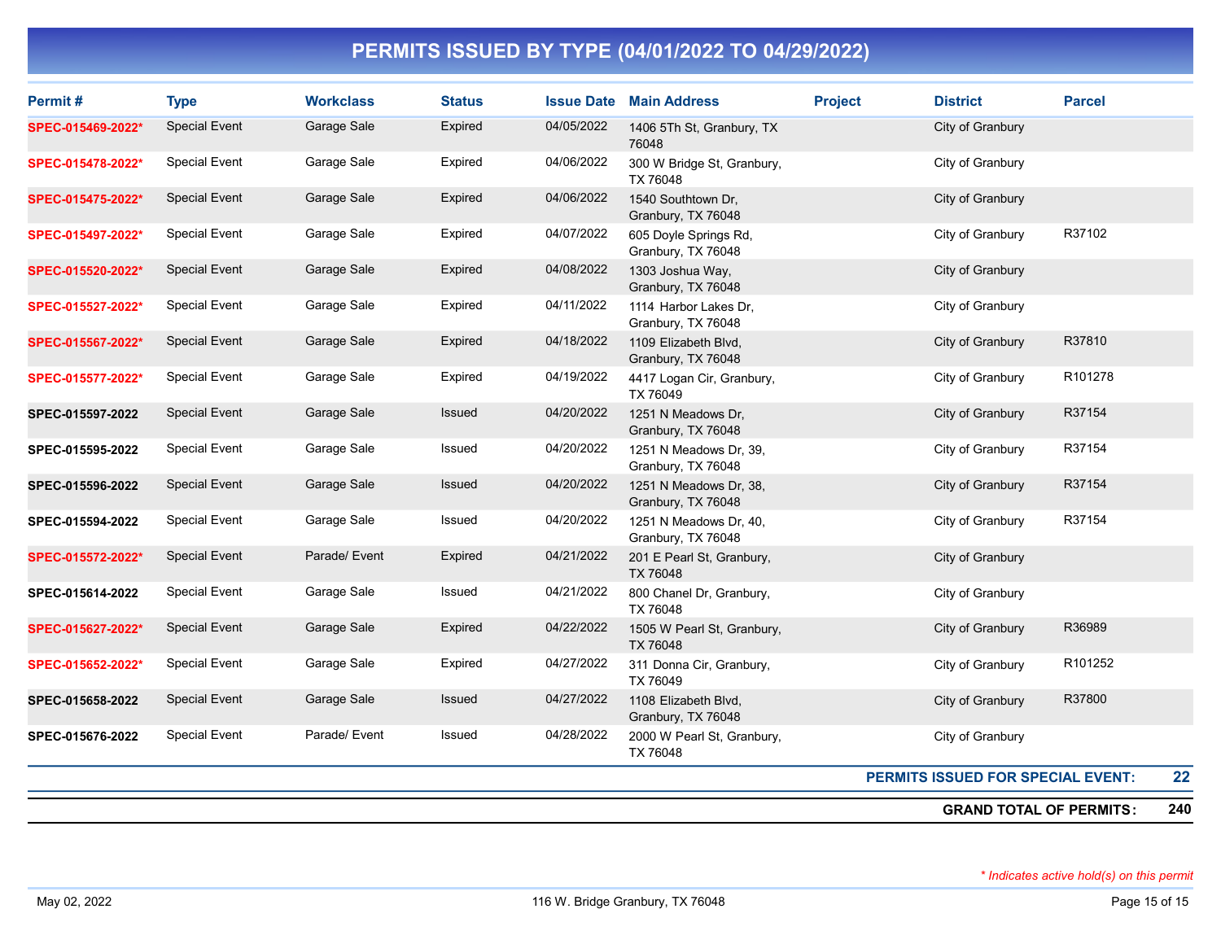# PERMITS ISSUED BY TYPE (04/01/2022 TO 04/29/2022)

| Permit # | Type | Workclass | Status | Issue Date | Main Address | Project | District | Parcel |
|---|---|---|---|---|---|---|---|---|
| SPEC-015469-2022* | Special Event | Garage Sale | Expired | 04/05/2022 | 1406 5Th St, Granbury, TX 76048 | | City of Granbury | |
| SPEC-015478-2022* | Special Event | Garage Sale | Expired | 04/06/2022 | 300 W Bridge St, Granbury, TX 76048 | | City of Granbury | |
| SPEC-015475-2022* | Special Event | Garage Sale | Expired | 04/06/2022 | 1540 Southtown Dr, Granbury, TX 76048 | | City of Granbury | |
| SPEC-015497-2022* | Special Event | Garage Sale | Expired | 04/07/2022 | 605 Doyle Springs Rd, Granbury, TX 76048 | | City of Granbury | R37102 |
| SPEC-015520-2022* | Special Event | Garage Sale | Expired | 04/08/2022 | 1303 Joshua Way, Granbury, TX 76048 | | City of Granbury | |
| SPEC-015527-2022* | Special Event | Garage Sale | Expired | 04/11/2022 | 1114 Harbor Lakes Dr, Granbury, TX 76048 | | City of Granbury | |
| SPEC-015567-2022* | Special Event | Garage Sale | Expired | 04/18/2022 | 1109 Elizabeth Blvd, Granbury, TX 76048 | | City of Granbury | R37810 |
| SPEC-015577-2022* | Special Event | Garage Sale | Expired | 04/19/2022 | 4417 Logan Cir, Granbury, TX 76049 | | City of Granbury | R101278 |
| SPEC-015597-2022 | Special Event | Garage Sale | Issued | 04/20/2022 | 1251 N Meadows Dr, Granbury, TX 76048 | | City of Granbury | R37154 |
| SPEC-015595-2022 | Special Event | Garage Sale | Issued | 04/20/2022 | 1251 N Meadows Dr, 39, Granbury, TX 76048 | | City of Granbury | R37154 |
| SPEC-015596-2022 | Special Event | Garage Sale | Issued | 04/20/2022 | 1251 N Meadows Dr, 38, Granbury, TX 76048 | | City of Granbury | R37154 |
| SPEC-015594-2022 | Special Event | Garage Sale | Issued | 04/20/2022 | 1251 N Meadows Dr, 40, Granbury, TX 76048 | | City of Granbury | R37154 |
| SPEC-015572-2022* | Special Event | Parade/ Event | Expired | 04/21/2022 | 201 E Pearl St, Granbury, TX 76048 | | City of Granbury | |
| SPEC-015614-2022 | Special Event | Garage Sale | Issued | 04/21/2022 | 800 Chanel Dr, Granbury, TX 76048 | | City of Granbury | |
| SPEC-015627-2022* | Special Event | Garage Sale | Expired | 04/22/2022 | 1505 W Pearl St, Granbury, TX 76048 | | City of Granbury | R36989 |
| SPEC-015652-2022* | Special Event | Garage Sale | Expired | 04/27/2022 | 311 Donna Cir, Granbury, TX 76049 | | City of Granbury | R101252 |
| SPEC-015658-2022 | Special Event | Garage Sale | Issued | 04/27/2022 | 1108 Elizabeth Blvd, Granbury, TX 76048 | | City of Granbury | R37800 |
| SPEC-015676-2022 | Special Event | Parade/ Event | Issued | 04/28/2022 | 2000 W Pearl St, Granbury, TX 76048 | | City of Granbury | |

**PERMITS ISSUED FOR SPECIAL EVENT: 22**

**GRAND TOTAL OF PERMITS: 240**

*\* Indicates active hold(s) on this permit*

May 02, 2022 — 116 W. Bridge Granbury, TX 76048